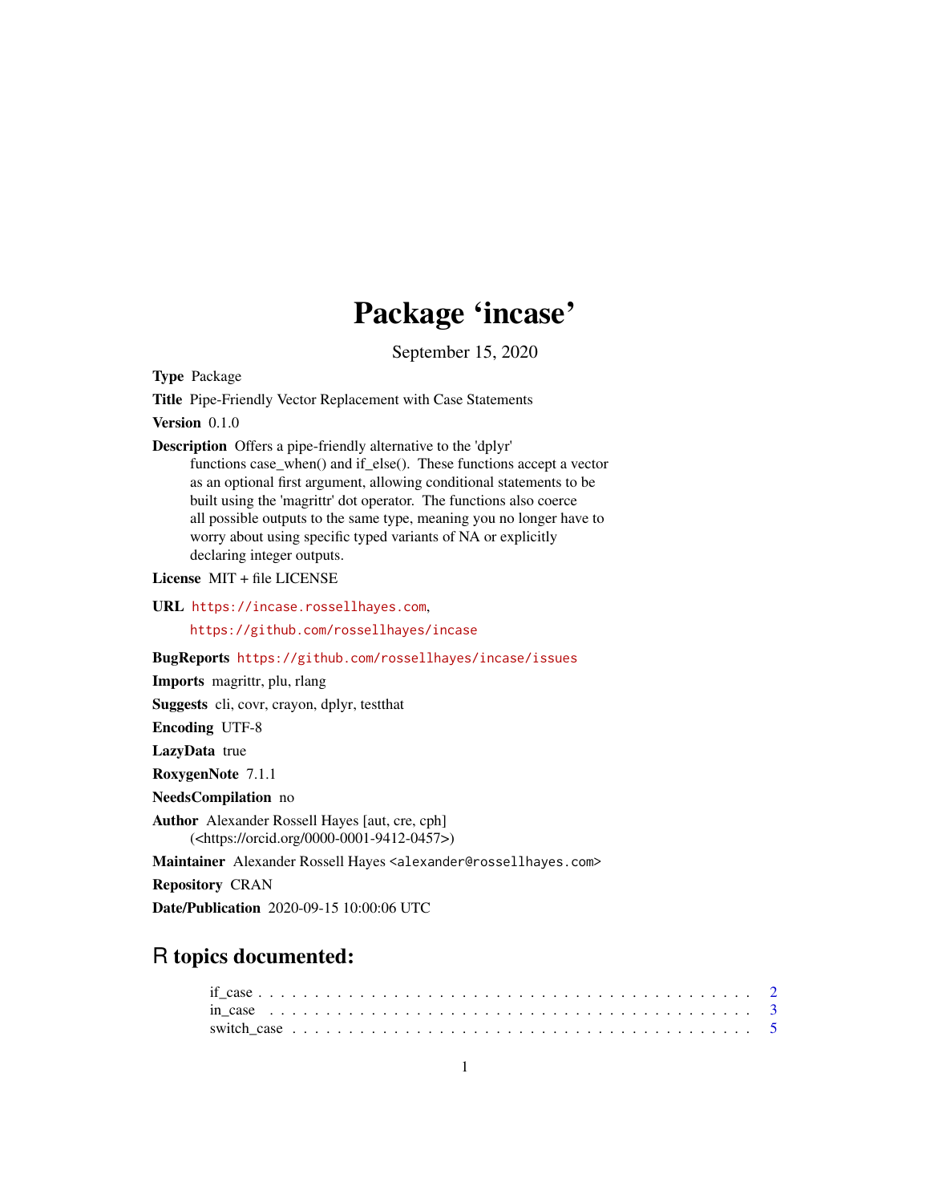# Package 'incase'

September 15, 2020

**Type** Package

**Title** Pipe-Friendly Vector Replacement with Case Statements

**Version** 0.1.0

**Description** Offers a pipe-friendly alternative to the 'dplyr' functions case_when() and if_else(). These functions accept a vector as an optional first argument, allowing conditional statements to be built using the 'magrittr' dot operator. The functions also coerce all possible outputs to the same type, meaning you no longer have to worry about using specific typed variants of NA or explicitly declaring integer outputs.

**License** MIT + file LICENSE

**URL** https://incase.rossellhayes.com, https://github.com/rossellhayes/incase

**BugReports** https://github.com/rossellhayes/incase/issues

**Imports** magrittr, plu, rlang

**Suggests** cli, covr, crayon, dplyr, testthat

**Encoding** UTF-8

**LazyData** true

**RoxygenNote** 7.1.1

**NeedsCompilation** no

**Author** Alexander Rossell Hayes [aut, cre, cph] (<https://orcid.org/0000-0001-9412-0457>)

**Maintainer** Alexander Rossell Hayes <alexander@rossellhayes.com>

**Repository** CRAN

**Date/Publication** 2020-09-15 10:00:06 UTC

## R topics documented:

- if_case . . . . . . . . . . . . . . . . . . . . . . . . . . . . . . . . . . . . . . . . . . . 2
- in_case . . . . . . . . . . . . . . . . . . . . . . . . . . . . . . . . . . . . . . . . . . . . 3
- switch_case . . . . . . . . . . . . . . . . . . . . . . . . . . . . . . . . . . . . . . . . . 5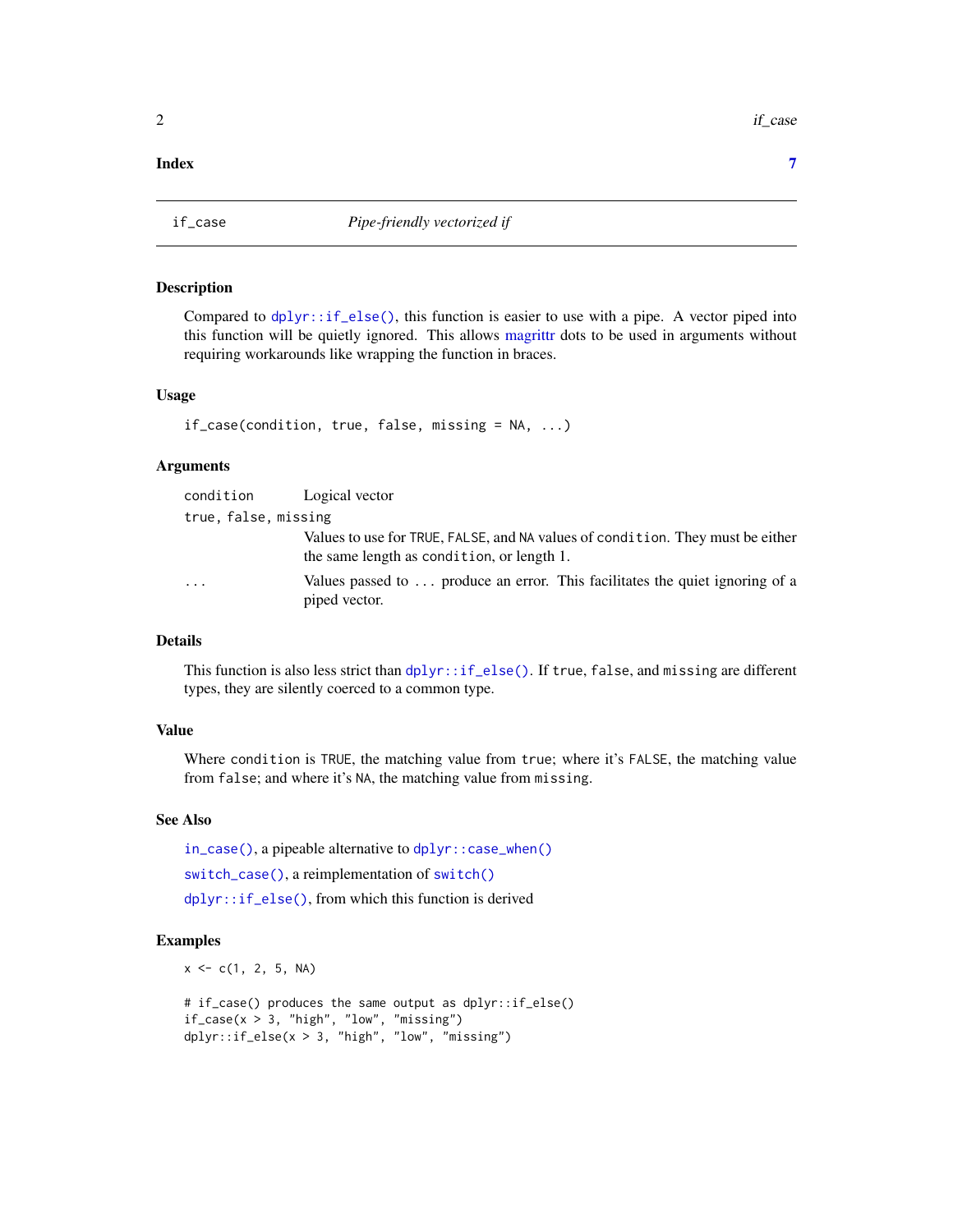**Index** **7**

---

## if_case — *Pipe-friendly vectorized if*

### Description

Compared to `dplyr::if_else()`, this function is easier to use with a pipe. A vector piped into this function will be quietly ignored. This allows magrittr dots to be used in arguments without requiring workarounds like wrapping the function in braces.

### Usage

```
if_case(condition, true, false, missing = NA, ...)
```

### Arguments

| | |
|---|---|
| `condition` | Logical vector |
| `true, false, missing` | Values to use for `TRUE`, `FALSE`, and `NA` values of `condition`. They must be either the same length as `condition`, or length 1. |
| `...` | Values passed to `...` produce an error. This facilitates the quiet ignoring of a piped vector. |

### Details

This function is also less strict than `dplyr::if_else()`. If `true`, `false`, and `missing` are different types, they are silently coerced to a common type.

### Value

Where `condition` is `TRUE`, the matching value from `true`; where it's `FALSE`, the matching value from `false`; and where it's `NA`, the matching value from `missing`.

### See Also

`in_case()`, a pipeable alternative to `dplyr::case_when()`

`switch_case()`, a reimplementation of `switch()`

`dplyr::if_else()`, from which this function is derived

### Examples

```
x <- c(1, 2, 5, NA)

# if_case() produces the same output as dplyr::if_else()
if_case(x > 3, "high", "low", "missing")
dplyr::if_else(x > 3, "high", "low", "missing")
```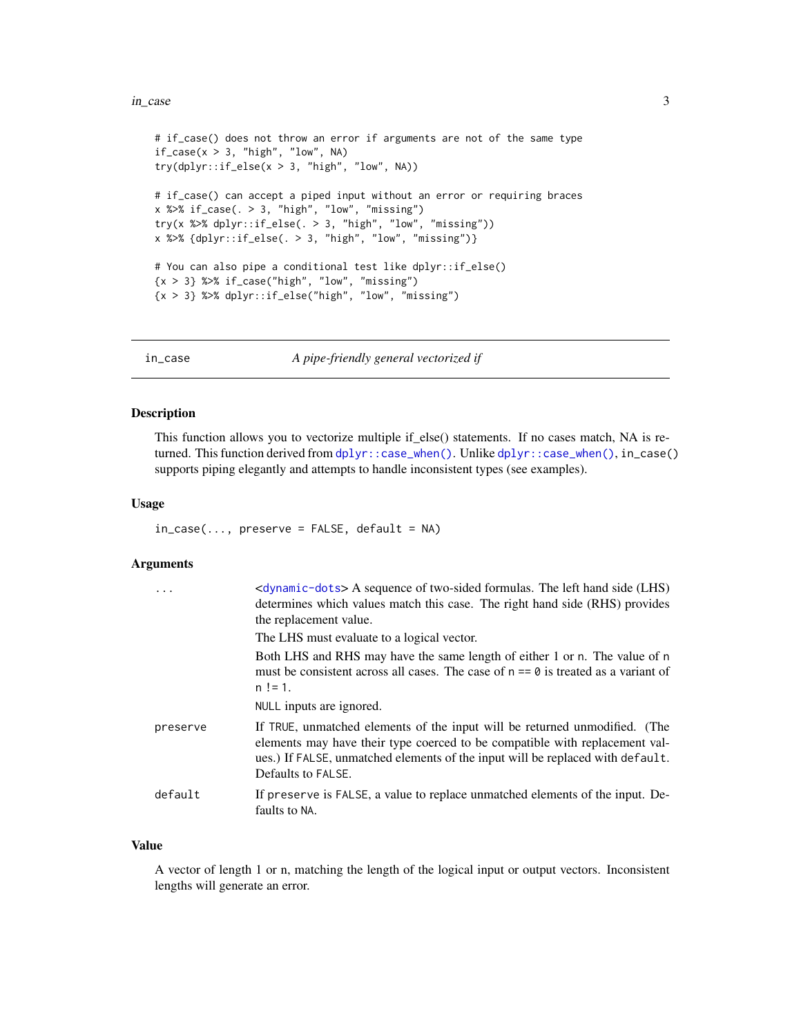```
# if_case() does not throw an error if arguments are not of the same type
if_case(x > 3, "high", "low", NA)
try(dplyr::if_else(x > 3, "high", "low", NA))

# if_case() can accept a piped input without an error or requiring braces
x %>% if_case(. > 3, "high", "low", "missing")
try(x %>% dplyr::if_else(. > 3, "high", "low", "missing"))
x %>% {dplyr::if_else(. > 3, "high", "low", "missing")}

# You can also pipe a conditional test like dplyr::if_else()
{x > 3} %>% if_case("high", "low", "missing")
{x > 3} %>% dplyr::if_else("high", "low", "missing")
```

---

## in_case — *A pipe-friendly general vectorized if*

### Description

This function allows you to vectorize multiple if_else() statements. If no cases match, NA is returned. This function derived from `dplyr::case_when()`. Unlike `dplyr::case_when()`, `in_case()` supports piping elegantly and attempts to handle inconsistent types (see examples).

### Usage

```
in_case(..., preserve = FALSE, default = NA)
```

### Arguments

| | |
|---|---|
| `...` | <dynamic-dots> A sequence of two-sided formulas. The left hand side (LHS) determines which values match this case. The right hand side (RHS) provides the replacement value.<br>The LHS must evaluate to a logical vector.<br>Both LHS and RHS may have the same length of either 1 or `n`. The value of `n` must be consistent across all cases. The case of `n == 0` is treated as a variant of `n != 1`.<br>`NULL` inputs are ignored. |
| `preserve` | If `TRUE`, unmatched elements of the input will be returned unmodified. (The elements may have their type coerced to be compatible with replacement values.) If `FALSE`, unmatched elements of the input will be replaced with `default`. Defaults to `FALSE`. |
| `default` | If `preserve` is `FALSE`, a value to replace unmatched elements of the input. Defaults to `NA`. |

### Value

A vector of length 1 or n, matching the length of the logical input or output vectors. Inconsistent lengths will generate an error.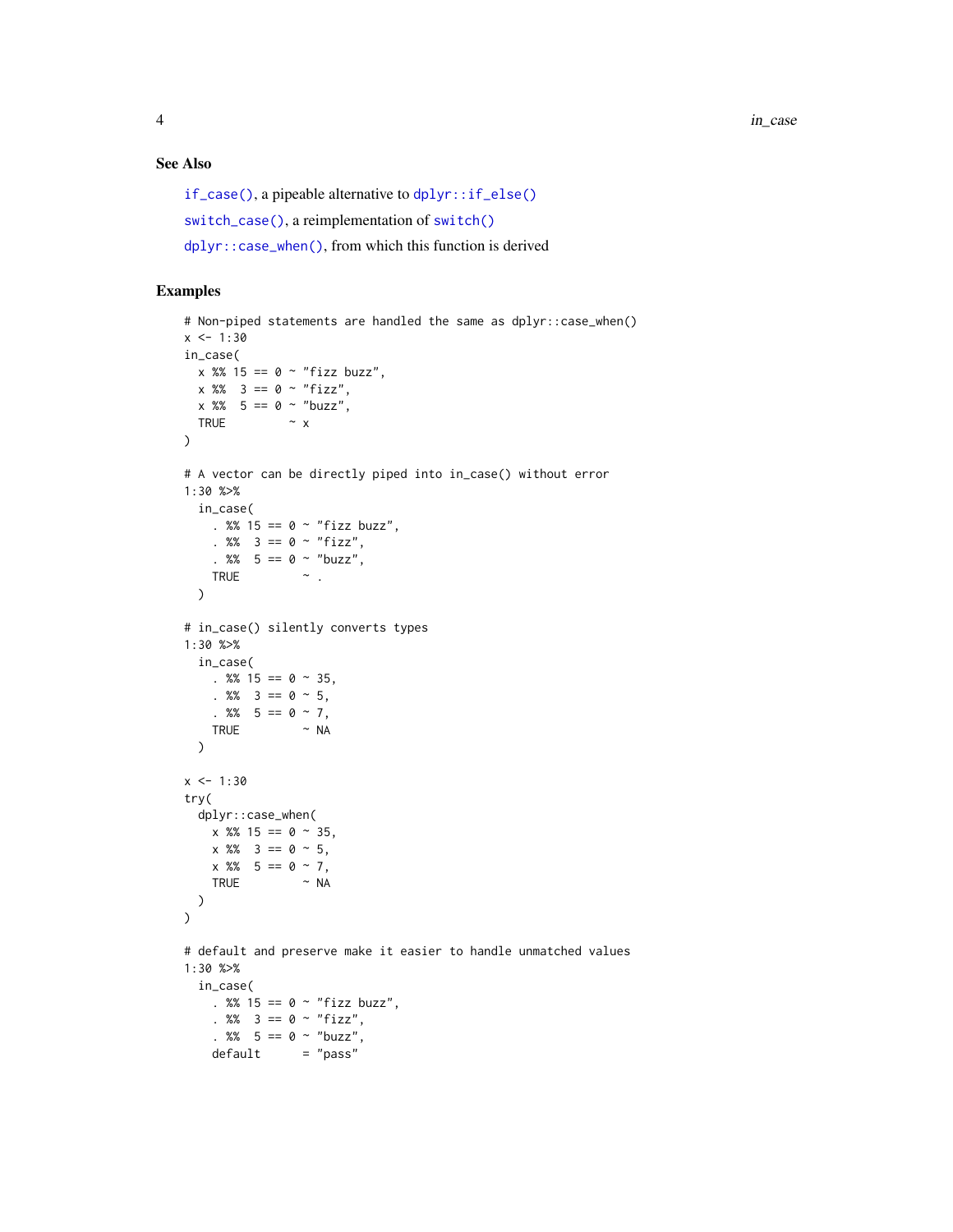## See Also

`if_case()`, a pipeable alternative to `dplyr::if_else()`

`switch_case()`, a reimplementation of `switch()`

`dplyr::case_when()`, from which this function is derived

## Examples

```
# Non-piped statements are handled the same as dplyr::case_when()
x <- 1:30
in_case(
  x %% 15 == 0 ~ "fizz buzz",
  x %%  3 == 0 ~ "fizz",
  x %%  5 == 0 ~ "buzz",
  TRUE         ~ x
)

# A vector can be directly piped into in_case() without error
1:30 %>%
  in_case(
    . %% 15 == 0 ~ "fizz buzz",
    . %%  3 == 0 ~ "fizz",
    . %%  5 == 0 ~ "buzz",
    TRUE         ~ .
  )

# in_case() silently converts types
1:30 %>%
  in_case(
    . %% 15 == 0 ~ 35,
    . %%  3 == 0 ~ 5,
    . %%  5 == 0 ~ 7,
    TRUE         ~ NA
  )

x <- 1:30
try(
  dplyr::case_when(
    x %% 15 == 0 ~ 35,
    x %%  3 == 0 ~ 5,
    x %%  5 == 0 ~ 7,
    TRUE         ~ NA
  )
)

# default and preserve make it easier to handle unmatched values
1:30 %>%
  in_case(
    . %% 15 == 0 ~ "fizz buzz",
    . %%  3 == 0 ~ "fizz",
    . %%  5 == 0 ~ "buzz",
    default      = "pass"
```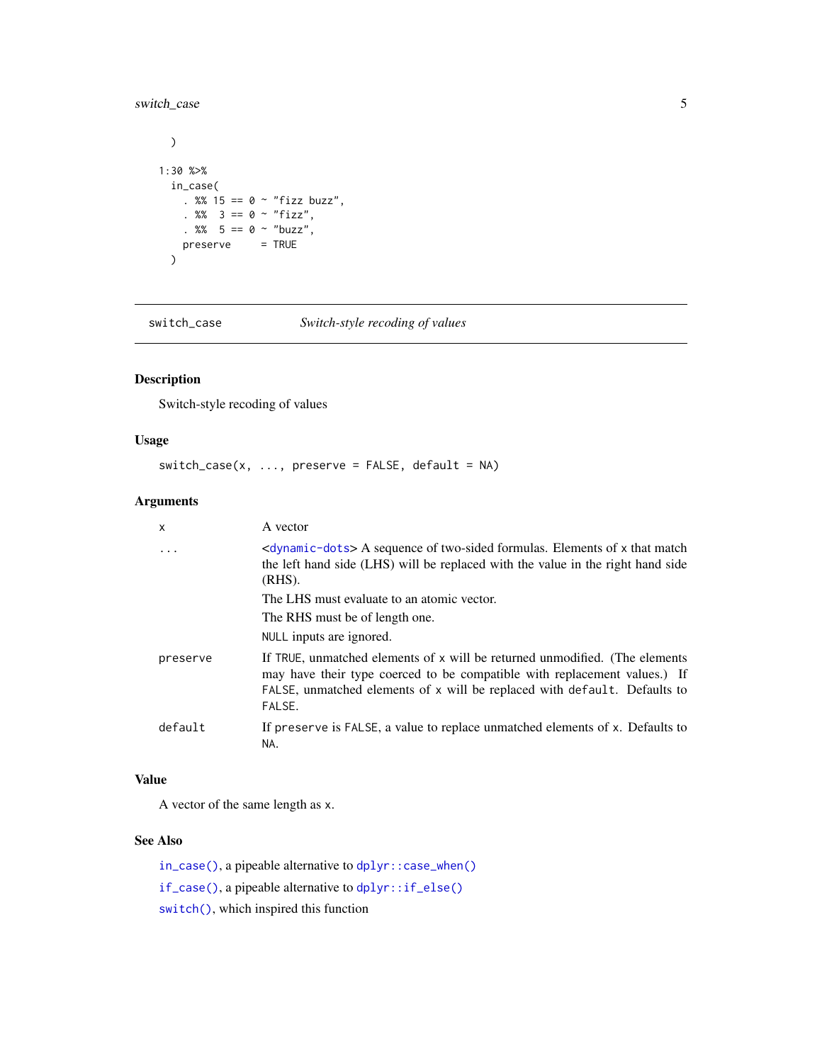```
  )

1:30 %>%
  in_case(
    . %% 15 == 0 ~ "fizz buzz",
    . %%  3 == 0 ~ "fizz",
    . %%  5 == 0 ~ "buzz",
    preserve     = TRUE
  )
```

---

`switch_case` *Switch-style recoding of values*

---

## Description

Switch-style recoding of values

## Usage

```
switch_case(x, ..., preserve = FALSE, default = NA)
```

## Arguments

| | |
|---|---|
| `x` | A vector |
| `...` | <`dynamic-dots`> A sequence of two-sided formulas. Elements of `x` that match the left hand side (LHS) will be replaced with the value in the right hand side (RHS).<br>The LHS must evaluate to an atomic vector.<br>The RHS must be of length one.<br>`NULL` inputs are ignored. |
| `preserve` | If `TRUE`, unmatched elements of `x` will be returned unmodified. (The elements may have their type coerced to be compatible with replacement values.) If `FALSE`, unmatched elements of `x` will be replaced with `default`. Defaults to `FALSE`. |
| `default` | If `preserve` is `FALSE`, a value to replace unmatched elements of `x`. Defaults to `NA`. |

## Value

A vector of the same length as `x`.

## See Also

`in_case()`, a pipeable alternative to `dplyr::case_when()`

`if_case()`, a pipeable alternative to `dplyr::if_else()`

`switch()`, which inspired this function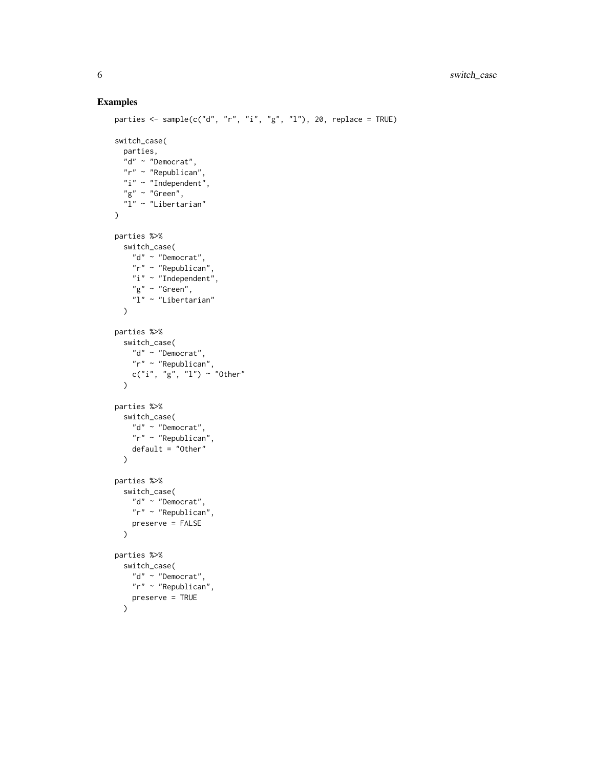## Examples

```
parties <- sample(c("d", "r", "i", "g", "l"), 20, replace = TRUE)

switch_case(
  parties,
  "d" ~ "Democrat",
  "r" ~ "Republican",
  "i" ~ "Independent",
  "g" ~ "Green",
  "l" ~ "Libertarian"
)

parties %>%
  switch_case(
    "d" ~ "Democrat",
    "r" ~ "Republican",
    "i" ~ "Independent",
    "g" ~ "Green",
    "l" ~ "Libertarian"
  )

parties %>%
  switch_case(
    "d" ~ "Democrat",
    "r" ~ "Republican",
    c("i", "g", "l") ~ "Other"
  )

parties %>%
  switch_case(
    "d" ~ "Democrat",
    "r" ~ "Republican",
    default = "Other"
  )

parties %>%
  switch_case(
    "d" ~ "Democrat",
    "r" ~ "Republican",
    preserve = FALSE
  )

parties %>%
  switch_case(
    "d" ~ "Democrat",
    "r" ~ "Republican",
    preserve = TRUE
  )
```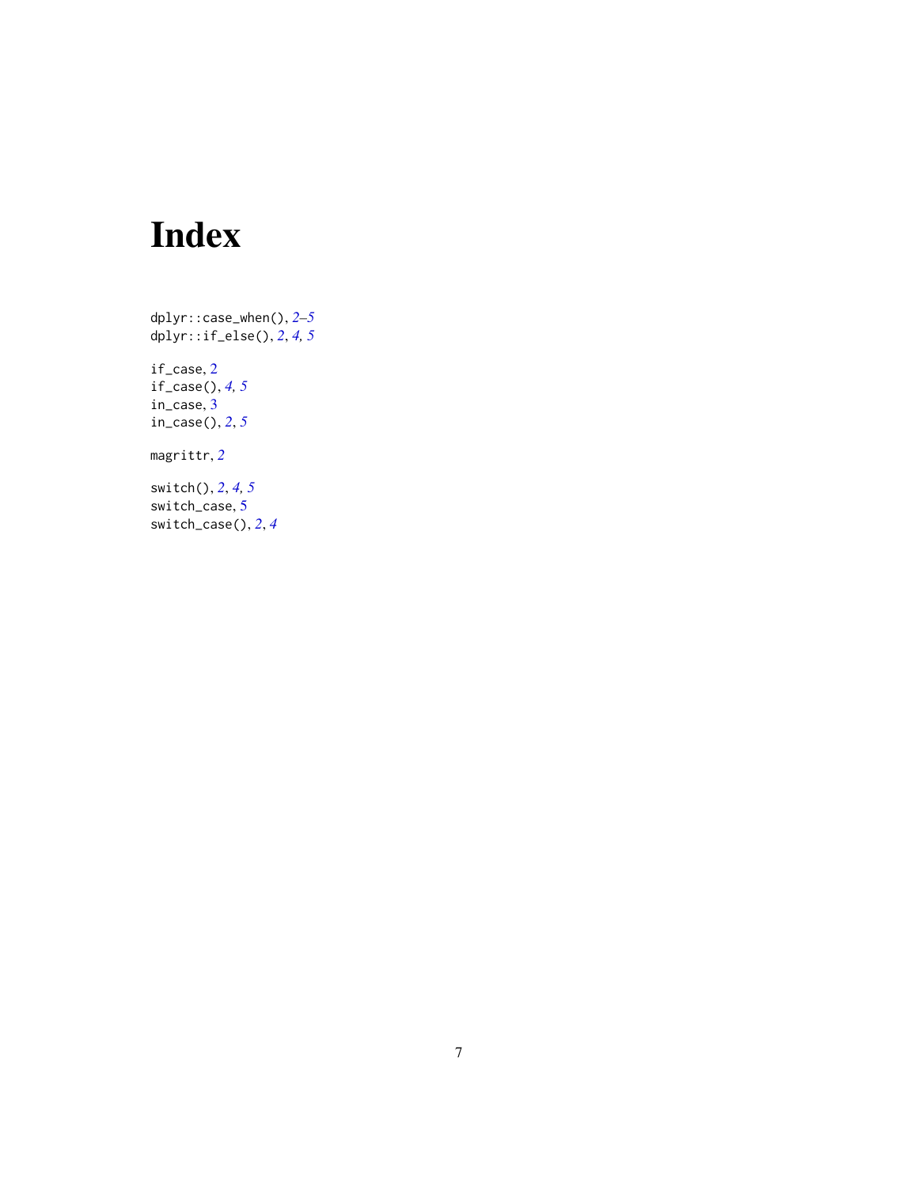# Index

dplyr::case_when(), 2–5
dplyr::if_else(), 2, 4, 5

if_case, 2
if_case(), 4, 5
in_case, 3
in_case(), 2, 5

magrittr, 2

switch(), 2, 4, 5
switch_case, 5
switch_case(), 2, 4